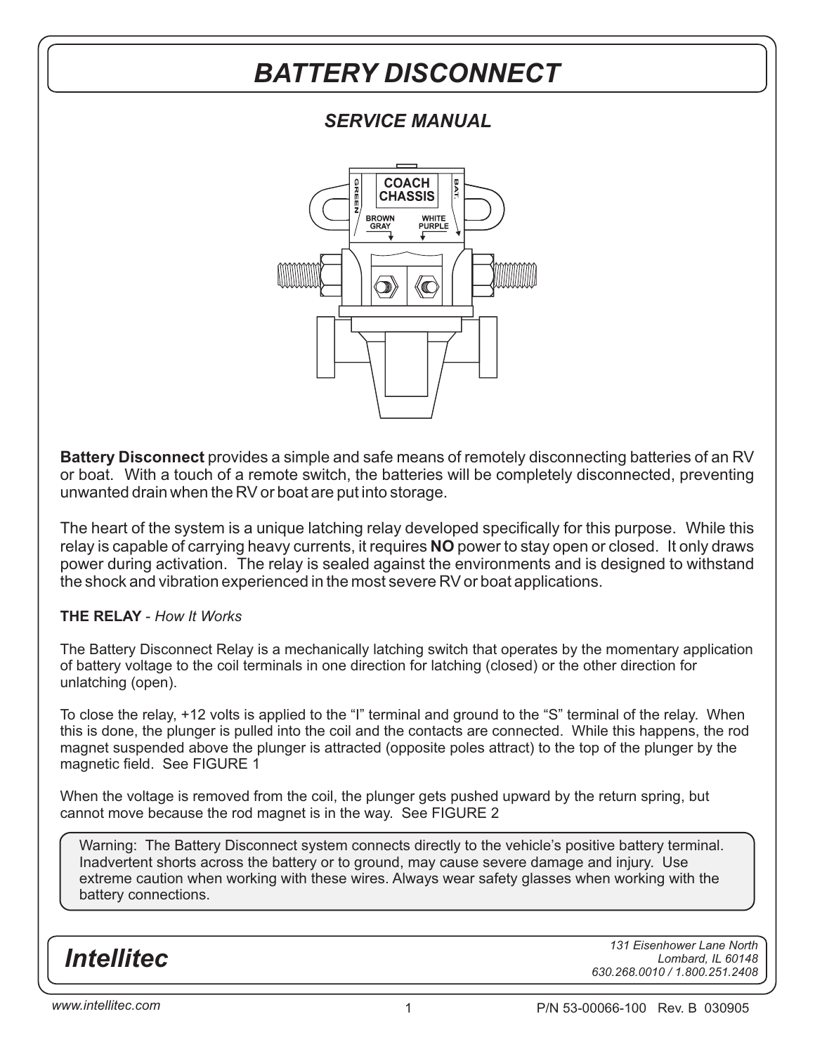# BATTERY DISCONNECT

## *SERVICE MANUAL*

**Battery Disconnect** provides a simple and safe means of remotely disconnecting batteries of an RV or boat. With a touch of a remote switch, the batteries will be completely disconnected, preventing unwanted drain when the RV or boat are put into storage.

The heart of the system is a unique latching relay developed specifically for this purpose. While this relay is capable of carrying heavy currents, it requires **NO** power to stay open or closed. It only draws power during activation. The relay is sealed against the environments and is designed to withstand the shock and vibration experienced in the most severe RV or boat applications.

**THE RELAY** - *How It Works*

The Battery Disconnect Relay is a mechanically latching switch that operates by the momentary application of battery voltage to the coil terminals in one direction for latching (closed) or the other direction for unlatching (open).

To close the relay, +12 volts is applied to the "I" terminal and ground to the "S" terminal of the relay. When this is done, the plunger is pulled into the coil and the contacts are connected. While this happens, the rod magnet suspended above the plunger is attracted (opposite poles attract) to the top of the plunger by the magnetic field. See FIGURE 1

When the voltage is removed from the coil, the plunger gets pushed upward by the return spring, but cannot move because the rod magnet is in the way. See FIGURE 2

> Warning: The Battery Disconnect system connects directly to the vehicle's positive battery terminal. Inadvertent shorts across the battery or to ground, may cause severe damage and injury. Use extreme caution when working with these wires. Always wear safety glasses when working with the battery connections.

*Intellitec*

*131 Eisenhower Lane North*
*Lombard, IL 60148*
*630.268.0010 / 1.800.251.2408*

*www.intellitec.com*

P/N 53-00066-100 Rev. B 030905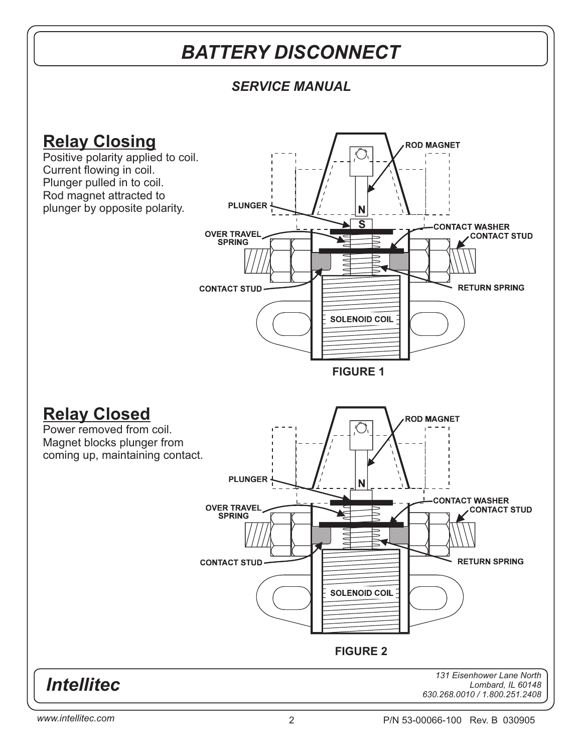# BATTERY DISCONNECT

*SERVICE MANUAL*

## Relay Closing

Positive polarity applied to coil.
Current flowing in coil.
Plunger pulled in to coil.
Rod magnet attracted to plunger by opposite polarity.

**FIGURE 1**

## Relay Closed

Power removed from coil.
Magnet blocks plunger from coming up, maintaining contact.

**FIGURE 2**

*Intellitec*

*131 Eisenhower Lane North*
*Lombard, IL 60148*
*630.268.0010 / 1.800.251.2408*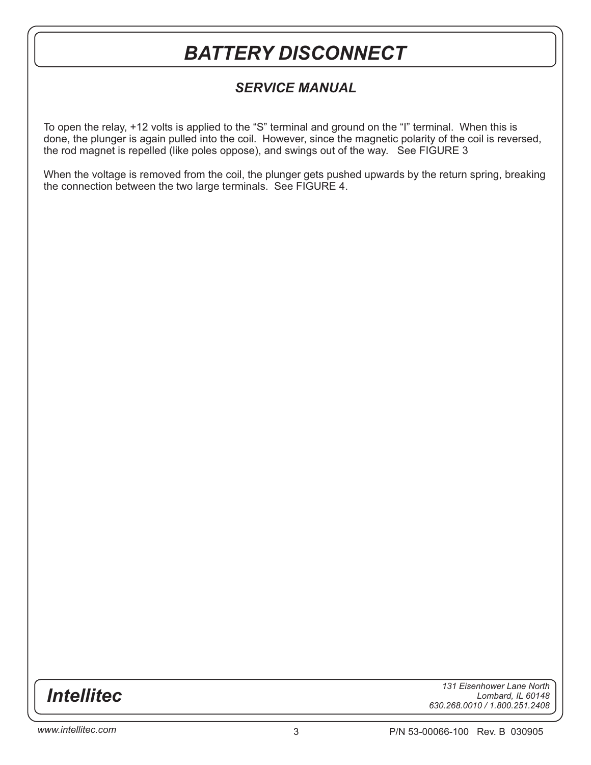To open the relay, +12 volts is applied to the “S” terminal and ground on the “I” terminal. When this is done, the plunger is again pulled into the coil. However, since the magnetic polarity of the coil is reversed, the rod magnet is repelled (like poles oppose), and swings out of the way. See FIGURE 3

When the voltage is removed from the coil, the plunger gets pushed upwards by the return spring, breaking the connection between the two large terminals. See FIGURE 4.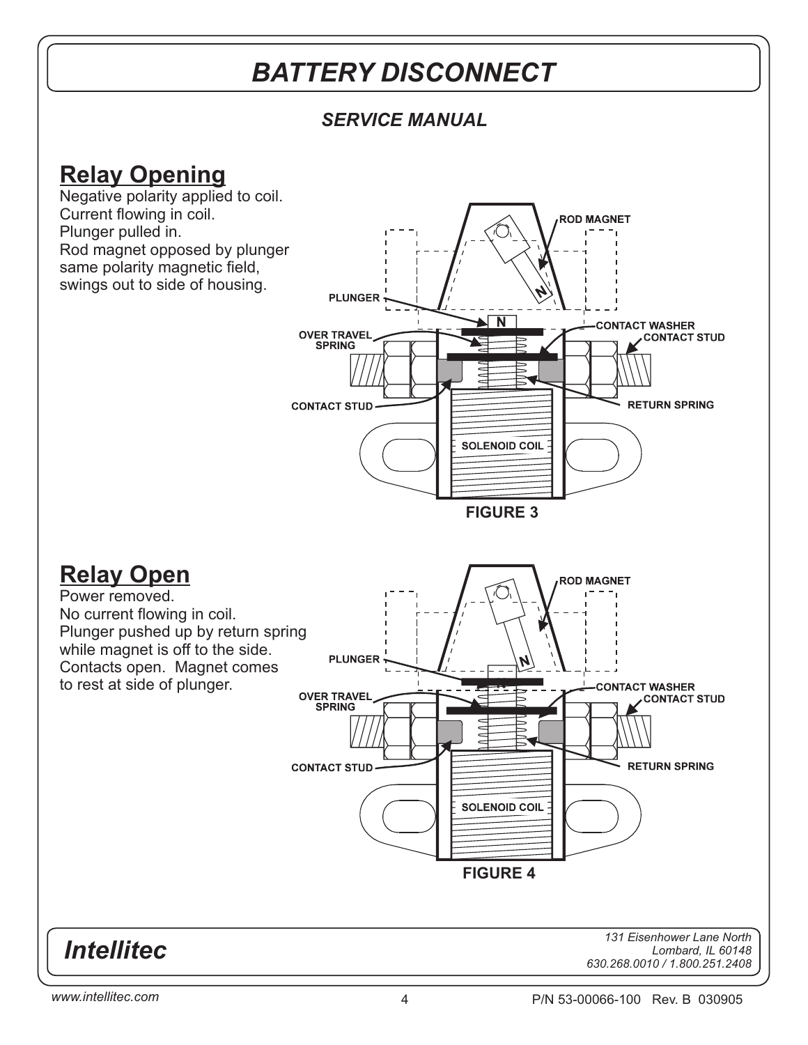## Relay Opening

Negative polarity applied to coil.
Current flowing in coil.
Plunger pulled in.
Rod magnet opposed by plunger same polarity magnetic field, swings out to side of housing.

FIGURE 3

## Relay Open

Power removed.
No current flowing in coil.
Plunger pushed up by return spring while magnet is off to the side.
Contacts open. Magnet comes to rest at side of plunger.

FIGURE 4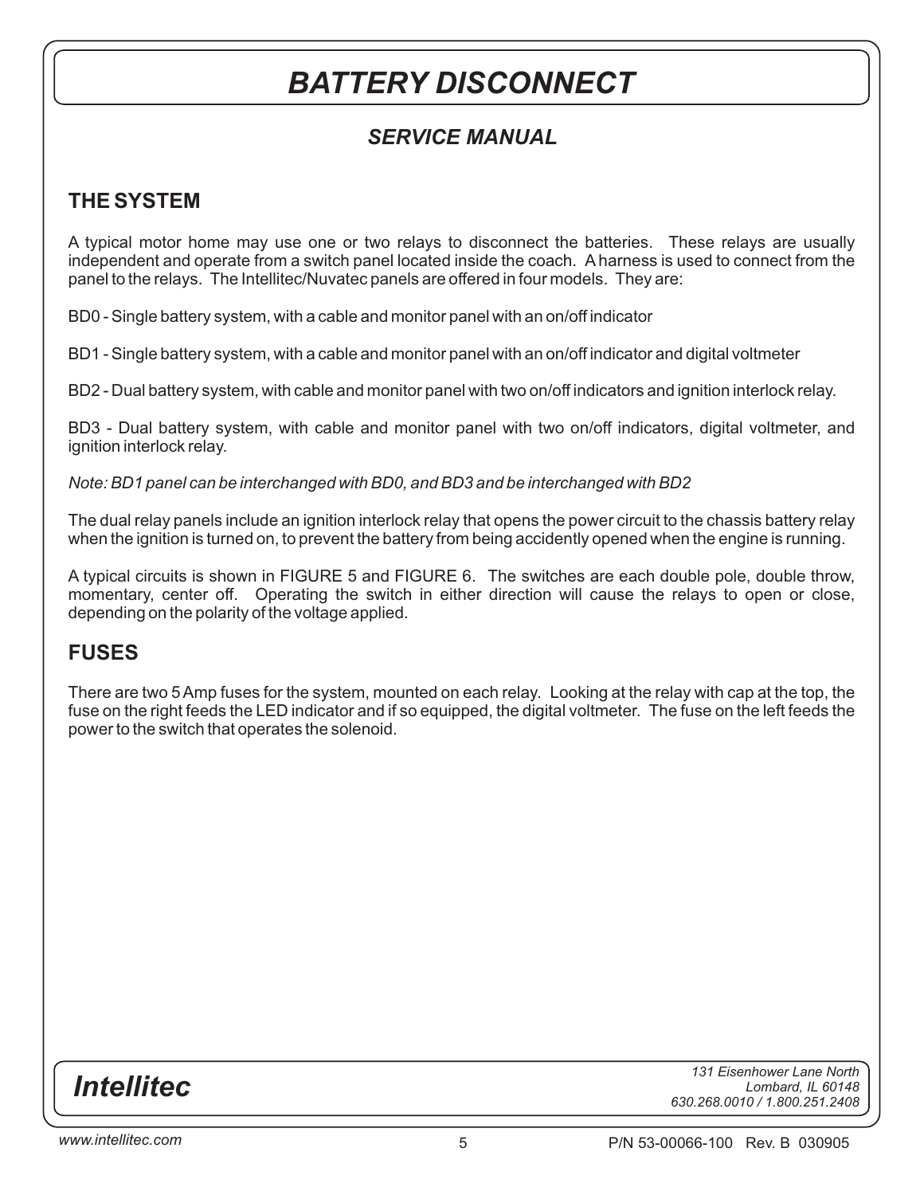# BATTERY DISCONNECT

## *SERVICE MANUAL*

### THE SYSTEM

A typical motor home may use one or two relays to disconnect the batteries. These relays are usually independent and operate from a switch panel located inside the coach. A harness is used to connect from the panel to the relays. The Intellitec/Nuvatec panels are offered in four models. They are:

BD0 - Single battery system, with a cable and monitor panel with an on/off indicator

BD1 - Single battery system, with a cable and monitor panel with an on/off indicator and digital voltmeter

BD2 - Dual battery system, with cable and monitor panel with two on/off indicators and ignition interlock relay.

BD3 - Dual battery system, with cable and monitor panel with two on/off indicators, digital voltmeter, and ignition interlock relay.

*Note: BD1 panel can be interchanged with BD0, and BD3 and be interchanged with BD2*

The dual relay panels include an ignition interlock relay that opens the power circuit to the chassis battery relay when the ignition is turned on, to prevent the battery from being accidently opened when the engine is running.

A typical circuits is shown in FIGURE 5 and FIGURE 6. The switches are each double pole, double throw, momentary, center off. Operating the switch in either direction will cause the relays to open or close, depending on the polarity of the voltage applied.

### FUSES

There are two 5 Amp fuses for the system, mounted on each relay. Looking at the relay with cap at the top, the fuse on the right feeds the LED indicator and if so equipped, the digital voltmeter. The fuse on the left feeds the power to the switch that operates the solenoid.

*Intellitec*

*131 Eisenhower Lane North*
*Lombard, IL 60148*
*630.268.0010 / 1.800.251.2408*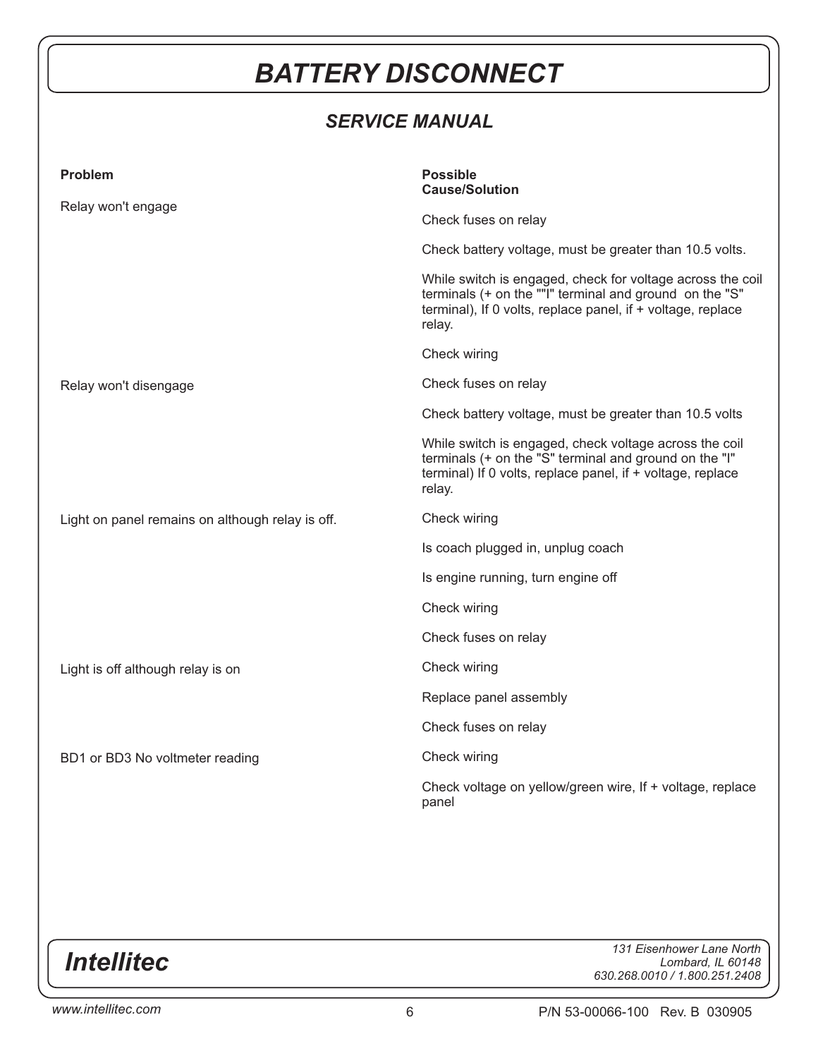# BATTERY DISCONNECT

## SERVICE MANUAL

| Problem | Possible Cause/Solution |
|---|---|
| Relay won't engage | Check fuses on relay |
| | Check battery voltage, must be greater than 10.5 volts. |
| | While switch is engaged, check for voltage across the coil terminals (+ on the ""I" terminal and ground on the "S" terminal), If 0 volts, replace panel, if + voltage, replace relay. |
| | Check wiring |
| Relay won't disengage | Check fuses on relay |
| | Check battery voltage, must be greater than 10.5 volts |
| | While switch is engaged, check voltage across the coil terminals (+ on the "S" terminal and ground on the "I" terminal) If 0 volts, replace panel, if + voltage, replace relay. |
| Light on panel remains on although relay is off. | Check wiring |
| | Is coach plugged in, unplug coach |
| | Is engine running, turn engine off |
| | Check wiring |
| | Check fuses on relay |
| Light is off although relay is on | Check wiring |
| | Replace panel assembly |
| | Check fuses on relay |
| BD1 or BD3 No voltmeter reading | Check wiring |
| | Check voltage on yellow/green wire, If + voltage, replace panel |

**Intellitec**

*131 Eisenhower Lane North*
*Lombard, IL 60148*
*630.268.0010 / 1.800.251.2408*

*www.intellitec.com*

P/N 53-00066-100 Rev. B 030905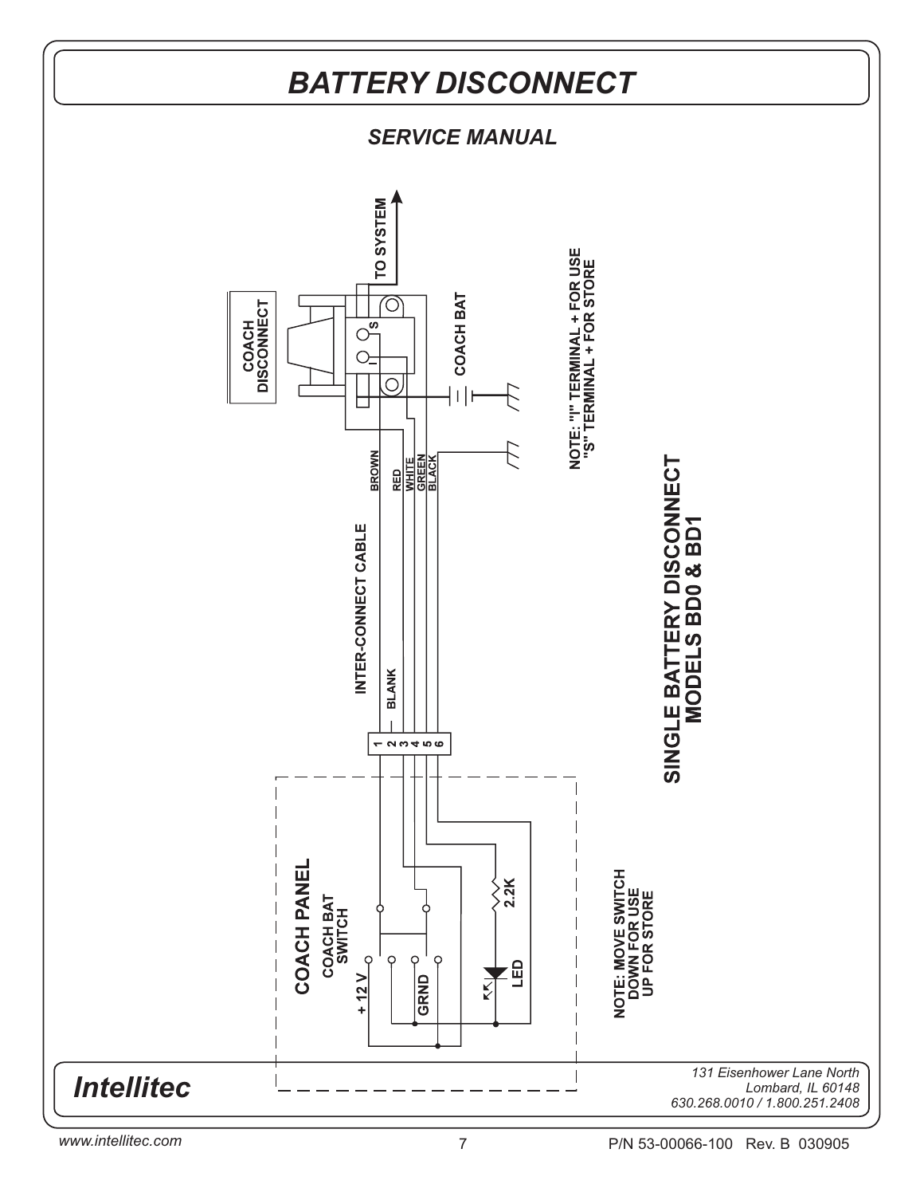# BATTERY DISCONNECT

*SERVICE MANUAL*

TO SYSTEM

COACH DISCONNECT

S

I

COACH BAT

NOTE: "I" TERMINAL + FOR USE
"S" TERMINAL + FOR STORE

BROWN
RED
WHITE
GREEN
BLACK

INTER-CONNECT CABLE

BLANK

1 2 3 4 5 6

SINGLE BATTERY DISCONNECT
MODELS BD0 & BD1

COACH PANEL

COACH BAT SWITCH

+ 12 V

GRND

2.2K

LED

NOTE: MOVE SWITCH
DOWN FOR USE
UP FOR STORE

*Intellitec*

*131 Eisenhower Lane North*
*Lombard, IL 60148*
*630.268.0010 / 1.800.251.2408*

*www.intellitec.com*

P/N 53-00066-100 Rev. B 030905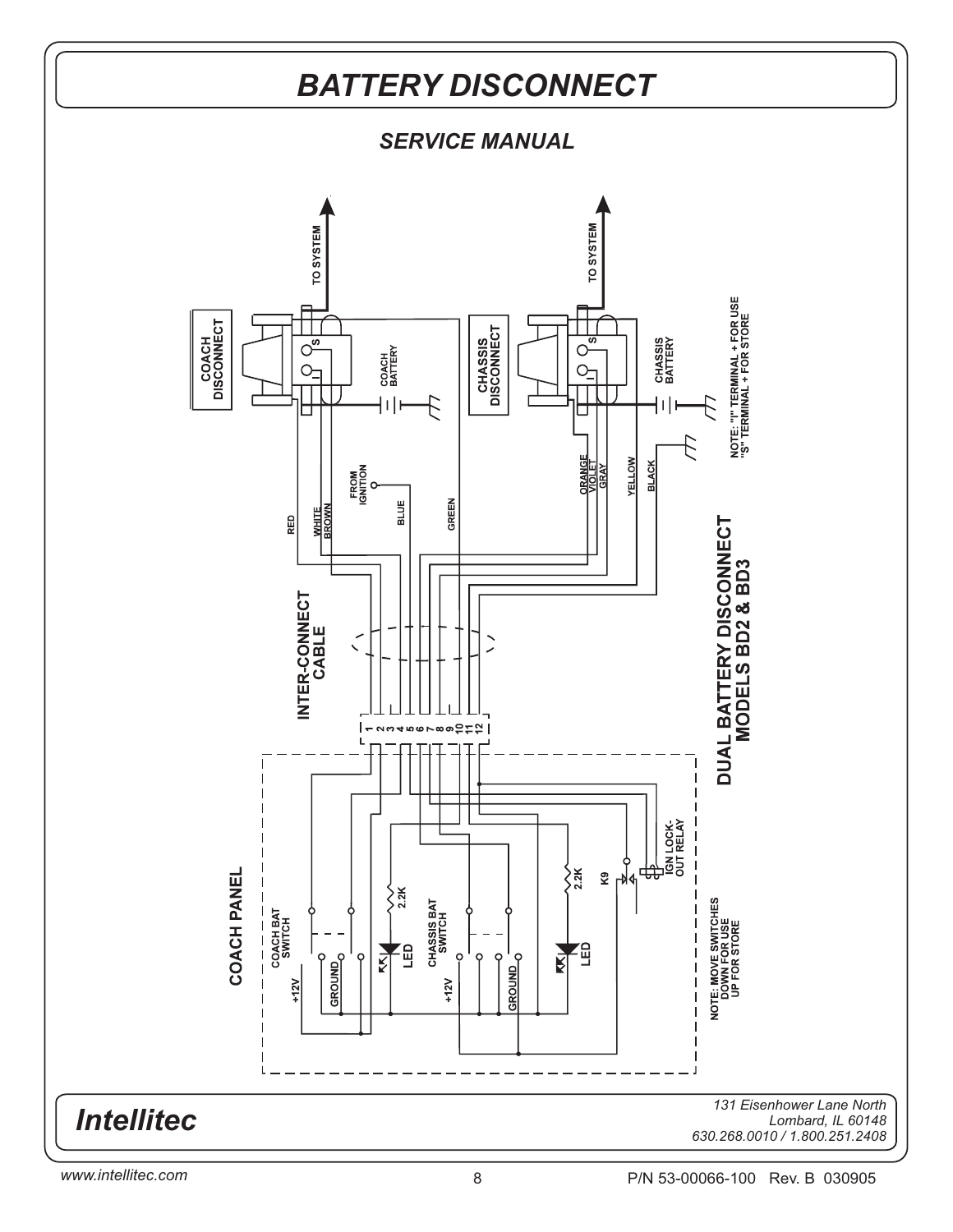# BATTERY DISCONNECT

## SERVICE MANUAL

TO SYSTEM

TO SYSTEM

COACH DISCONNECT

S

I

COACH BATTERY

CHASSIS DISCONNECT

S

I

CHASSIS BATTERY

NOTE: "I" TERMINAL + FOR USE
"S" TERMINAL + FOR STORE

RED

WHITE

BROWN

FROM IGNITION

BLUE

GREEN

ORANGE

VIOLET

GRAY

YELLOW

BLACK

INTER-CONNECT CABLE

1 2 3 4 5 6 7 8 9 10 11 12

DUAL BATTERY DISCONNECT
MODELS BD2 & BD3

COACH PANEL

COACH BAT SWITCH

+12V

GROUND

2.2K

LED

CHASSIS BAT SWITCH

+12V

GROUND

2.2K

LED

K9

IGN LOCK-OUT RELAY

NOTE: MOVE SWITCHES DOWN FOR USE
UP FOR STORE

**Intellitec**

*131 Eisenhower Lane North*
*Lombard, IL 60148*
*630.268.0010 / 1.800.251.2408*

*www.intellitec.com*

P/N 53-00066-100 Rev. B 030905